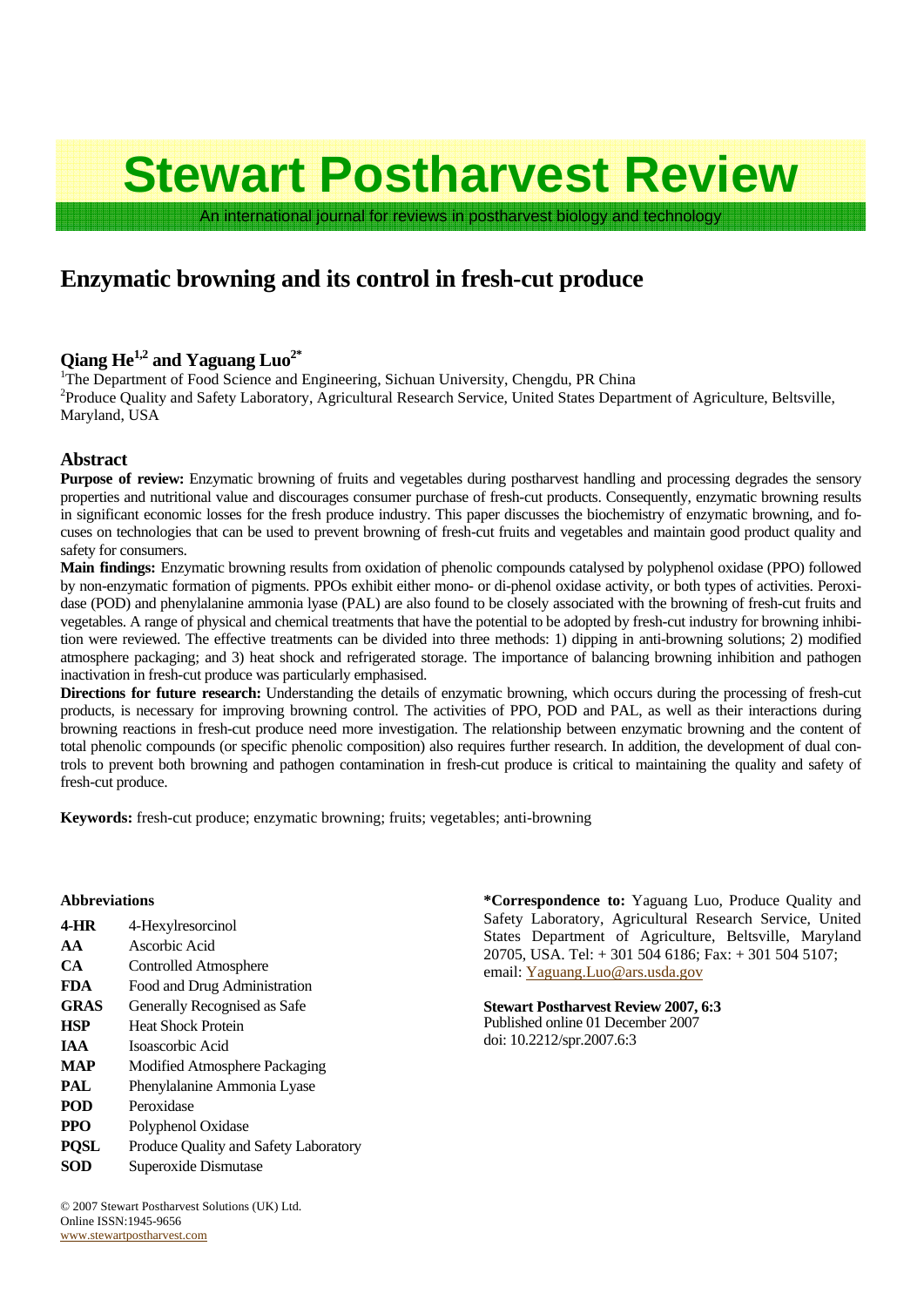# Stewart Postharvest Review

An international journal for reviews in postharvest biology and technology

## Enzymatic browning and its control in fresh-cut produce

**Qiang He[1,2] and Yaguang Luo[2*]**

[1]The Department of Food Science and Engineering, Sichuan University, Chengdu, PR China

[2]Produce Quality and Safety Laboratory, Agricultural Research Service, United States Department of Agriculture, Beltsville, Maryland, USA

### Abstract

**Purpose of review:** Enzymatic browning of fruits and vegetables during postharvest handling and processing degrades the sensory properties and nutritional value and discourages consumer purchase of fresh-cut products. Consequently, enzymatic browning results in significant economic losses for the fresh produce industry. This paper discusses the biochemistry of enzymatic browning, and focuses on technologies that can be used to prevent browning of fresh-cut fruits and vegetables and maintain good product quality and safety for consumers.

**Main findings:** Enzymatic browning results from oxidation of phenolic compounds catalysed by polyphenol oxidase (PPO) followed by non-enzymatic formation of pigments. PPOs exhibit either mono- or di-phenol oxidase activity, or both types of activities. Peroxidase (POD) and phenylalanine ammonia lyase (PAL) are also found to be closely associated with the browning of fresh-cut fruits and vegetables. A range of physical and chemical treatments that have the potential to be adopted by fresh-cut industry for browning inhibition were reviewed. The effective treatments can be divided into three methods: 1) dipping in anti-browning solutions; 2) modified atmosphere packaging; and 3) heat shock and refrigerated storage. The importance of balancing browning inhibition and pathogen inactivation in fresh-cut produce was particularly emphasised.

**Directions for future research:** Understanding the details of enzymatic browning, which occurs during the processing of fresh-cut products, is necessary for improving browning control. The activities of PPO, POD and PAL, as well as their interactions during browning reactions in fresh-cut produce need more investigation. The relationship between enzymatic browning and the content of total phenolic compounds (or specific phenolic composition) also requires further research. In addition, the development of dual controls to prevent both browning and pathogen contamination in fresh-cut produce is critical to maintaining the quality and safety of fresh-cut produce.

**Keywords:** fresh-cut produce; enzymatic browning; fruits; vegetables; anti-browning

**Abbreviations**

| | |
|---|---|
| **4-HR** | 4-Hexylresorcinol |
| **AA** | Ascorbic Acid |
| **CA** | Controlled Atmosphere |
| **FDA** | Food and Drug Administration |
| **GRAS** | Generally Recognised as Safe |
| **HSP** | Heat Shock Protein |
| **IAA** | Isoascorbic Acid |
| **MAP** | Modified Atmosphere Packaging |
| **PAL** | Phenylalanine Ammonia Lyase |
| **POD** | Peroxidase |
| **PPO** | Polyphenol Oxidase |
| **PQSL** | Produce Quality and Safety Laboratory |
| **SOD** | Superoxide Dismutase |

**\*Correspondence to:** Yaguang Luo, Produce Quality and Safety Laboratory, Agricultural Research Service, United States Department of Agriculture, Beltsville, Maryland 20705, USA. Tel: + 301 504 6186; Fax: + 301 504 5107; email: Yaguang.Luo@ars.usda.gov

**Stewart Postharvest Review 2007, 6:3**
Published online 01 December 2007
doi: 10.2212/spr.2007.6:3

© 2007 Stewart Postharvest Solutions (UK) Ltd.
Online ISSN:1945-9656
www.stewartpostharvest.com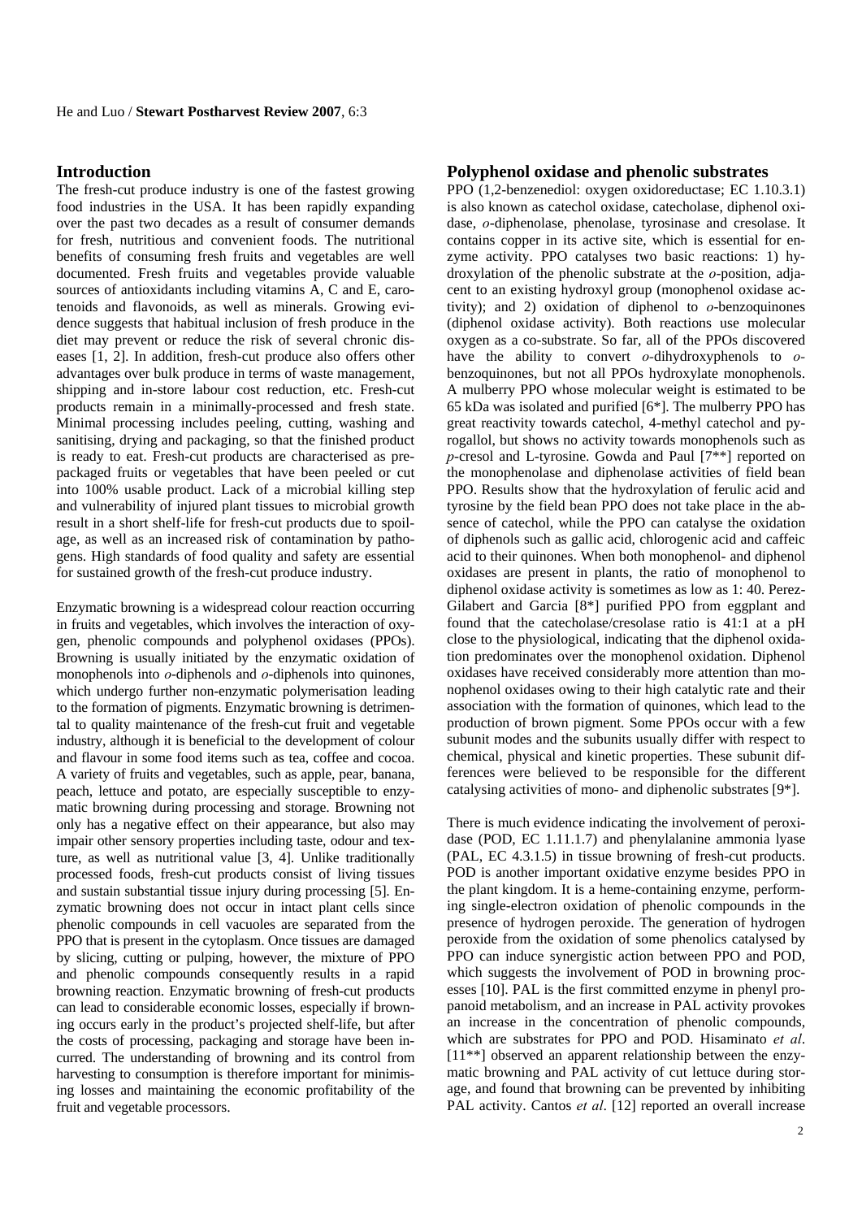## Introduction

The fresh-cut produce industry is one of the fastest growing food industries in the USA. It has been rapidly expanding over the past two decades as a result of consumer demands for fresh, nutritious and convenient foods. The nutritional benefits of consuming fresh fruits and vegetables are well documented. Fresh fruits and vegetables provide valuable sources of antioxidants including vitamins A, C and E, carotenoids and flavonoids, as well as minerals. Growing evidence suggests that habitual inclusion of fresh produce in the diet may prevent or reduce the risk of several chronic diseases [1, 2]. In addition, fresh-cut produce also offers other advantages over bulk produce in terms of waste management, shipping and in-store labour cost reduction, etc. Fresh-cut products remain in a minimally-processed and fresh state. Minimal processing includes peeling, cutting, washing and sanitising, drying and packaging, so that the finished product is ready to eat. Fresh-cut products are characterised as pre-packaged fruits or vegetables that have been peeled or cut into 100% usable product. Lack of a microbial killing step and vulnerability of injured plant tissues to microbial growth result in a short shelf-life for fresh-cut products due to spoilage, as well as an increased risk of contamination by pathogens. High standards of food quality and safety are essential for sustained growth of the fresh-cut produce industry.

Enzymatic browning is a widespread colour reaction occurring in fruits and vegetables, which involves the interaction of oxygen, phenolic compounds and polyphenol oxidases (PPOs). Browning is usually initiated by the enzymatic oxidation of monophenols into *o*-diphenols and *o*-diphenols into quinones, which undergo further non-enzymatic polymerisation leading to the formation of pigments. Enzymatic browning is detrimental to quality maintenance of the fresh-cut fruit and vegetable industry, although it is beneficial to the development of colour and flavour in some food items such as tea, coffee and cocoa. A variety of fruits and vegetables, such as apple, pear, banana, peach, lettuce and potato, are especially susceptible to enzymatic browning during processing and storage. Browning not only has a negative effect on their appearance, but also may impair other sensory properties including taste, odour and texture, as well as nutritional value [3, 4]. Unlike traditionally processed foods, fresh-cut products consist of living tissues and sustain substantial tissue injury during processing [5]. Enzymatic browning does not occur in intact plant cells since phenolic compounds in cell vacuoles are separated from the PPO that is present in the cytoplasm. Once tissues are damaged by slicing, cutting or pulping, however, the mixture of PPO and phenolic compounds consequently results in a rapid browning reaction. Enzymatic browning of fresh-cut products can lead to considerable economic losses, especially if browning occurs early in the product's projected shelf-life, but after the costs of processing, packaging and storage have been incurred. The understanding of browning and its control from harvesting to consumption is therefore important for minimising losses and maintaining the economic profitability of the fruit and vegetable processors.

## Polyphenol oxidase and phenolic substrates

PPO (1,2-benzenediol: oxygen oxidoreductase; EC 1.10.3.1) is also known as catechol oxidase, catecholase, diphenol oxidase, *o*-diphenolase, phenolase, tyrosinase and cresolase. It contains copper in its active site, which is essential for enzyme activity. PPO catalyses two basic reactions: 1) hydroxylation of the phenolic substrate at the *o*-position, adjacent to an existing hydroxyl group (monophenol oxidase activity); and 2) oxidation of diphenol to *o*-benzoquinones (diphenol oxidase activity). Both reactions use molecular oxygen as a co-substrate. So far, all of the PPOs discovered have the ability to convert *o*-dihydroxyphenols to *o*-benzoquinones, but not all PPOs hydroxylate monophenols. A mulberry PPO whose molecular weight is estimated to be 65 kDa was isolated and purified [6*]. The mulberry PPO has great reactivity towards catechol, 4-methyl catechol and pyrogallol, but shows no activity towards monophenols such as *p*-cresol and L-tyrosine. Gowda and Paul [7**] reported on the monophenolase and diphenolase activities of field bean PPO. Results show that the hydroxylation of ferulic acid and tyrosine by the field bean PPO does not take place in the absence of catechol, while the PPO can catalyse the oxidation of diphenols such as gallic acid, chlorogenic acid and caffeic acid to their quinones. When both monophenol- and diphenol oxidases are present in plants, the ratio of monophenol to diphenol oxidase activity is sometimes as low as 1: 40. Perez-Gilabert and Garcia [8*] purified PPO from eggplant and found that the catecholase/cresolase ratio is 41:1 at a pH close to the physiological, indicating that the diphenol oxidation predominates over the monophenol oxidation. Diphenol oxidases have received considerably more attention than monophenol oxidases owing to their high catalytic rate and their association with the formation of quinones, which lead to the production of brown pigment. Some PPOs occur with a few subunit modes and the subunits usually differ with respect to chemical, physical and kinetic properties. These subunit differences were believed to be responsible for the different catalysing activities of mono- and diphenolic substrates [9*].

There is much evidence indicating the involvement of peroxidase (POD, EC 1.11.1.7) and phenylalanine ammonia lyase (PAL, EC 4.3.1.5) in tissue browning of fresh-cut products. POD is another important oxidative enzyme besides PPO in the plant kingdom. It is a heme-containing enzyme, performing single-electron oxidation of phenolic compounds in the presence of hydrogen peroxide. The generation of hydrogen peroxide from the oxidation of some phenolics catalysed by PPO can induce synergistic action between PPO and POD, which suggests the involvement of POD in browning processes [10]. PAL is the first committed enzyme in phenyl propanoid metabolism, and an increase in PAL activity provokes an increase in the concentration of phenolic compounds, which are substrates for PPO and POD. Hisaminato *et al*. [11**] observed an apparent relationship between the enzymatic browning and PAL activity of cut lettuce during storage, and found that browning can be prevented by inhibiting PAL activity. Cantos *et al*. [12] reported an overall increase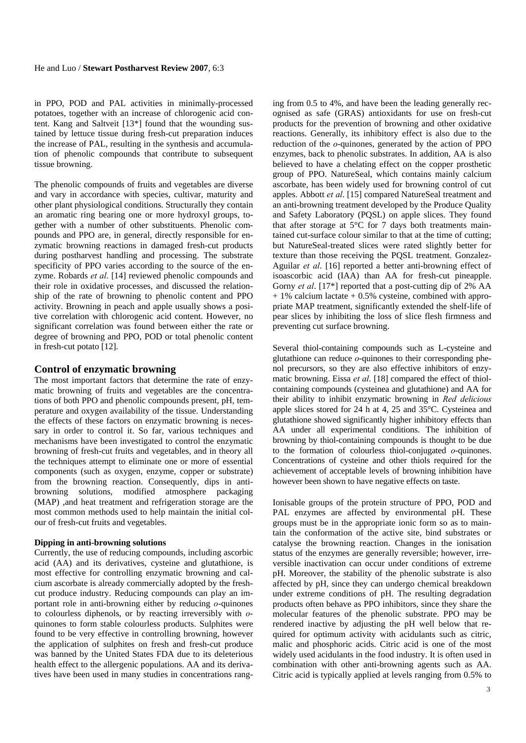in PPO, POD and PAL activities in minimally-processed potatoes, together with an increase of chlorogenic acid content. Kang and Saltveit [13*] found that the wounding sustained by lettuce tissue during fresh-cut preparation induces the increase of PAL, resulting in the synthesis and accumulation of phenolic compounds that contribute to subsequent tissue browning.

The phenolic compounds of fruits and vegetables are diverse and vary in accordance with species, cultivar, maturity and other plant physiological conditions. Structurally they contain an aromatic ring bearing one or more hydroxyl groups, together with a number of other substituents. Phenolic compounds and PPO are, in general, directly responsible for enzymatic browning reactions in damaged fresh-cut products during postharvest handling and processing. The substrate specificity of PPO varies according to the source of the enzyme. Robards *et al*. [14] reviewed phenolic compounds and their role in oxidative processes, and discussed the relationship of the rate of browning to phenolic content and PPO activity. Browning in peach and apple usually shows a positive correlation with chlorogenic acid content. However, no significant correlation was found between either the rate or degree of browning and PPO, POD or total phenolic content in fresh-cut potato [12].

## Control of enzymatic browning

The most important factors that determine the rate of enzymatic browning of fruits and vegetables are the concentrations of both PPO and phenolic compounds present, pH, temperature and oxygen availability of the tissue. Understanding the effects of these factors on enzymatic browning is necessary in order to control it. So far, various techniques and mechanisms have been investigated to control the enzymatic browning of fresh-cut fruits and vegetables, and in theory all the techniques attempt to eliminate one or more of essential components (such as oxygen, enzyme, copper or substrate) from the browning reaction. Consequently, dips in anti-browning solutions, modified atmosphere packaging (MAP) ,and heat treatment and refrigeration storage are the most common methods used to help maintain the initial colour of fresh-cut fruits and vegetables.

### Dipping in anti-browning solutions

Currently, the use of reducing compounds, including ascorbic acid (AA) and its derivatives, cysteine and glutathione, is most effective for controlling enzymatic browning and calcium ascorbate is already commercially adopted by the fresh-cut produce industry. Reducing compounds can play an important role in anti-browning either by reducing *o*-quinones to colourless diphenols, or by reacting irreversibly with *o*-quinones to form stable colourless products. Sulphites were found to be very effective in controlling browning, however the application of sulphites on fresh and fresh-cut produce was banned by the United States FDA due to its deleterious health effect to the allergenic populations. AA and its derivatives have been used in many studies in concentrations ranging from 0.5 to 4%, and have been the leading generally recognised as safe (GRAS) antioxidants for use on fresh-cut products for the prevention of browning and other oxidative reactions. Generally, its inhibitory effect is also due to the reduction of the *o*-quinones, generated by the action of PPO enzymes, back to phenolic substrates. In addition, AA is also believed to have a chelating effect on the copper prosthetic group of PPO. NatureSeal, which contains mainly calcium ascorbate, has been widely used for browning control of cut apples. Abbott *et al*. [15] compared NatureSeal treatment and an anti-browning treatment developed by the Produce Quality and Safety Laboratory (PQSL) on apple slices. They found that after storage at 5°C for 7 days both treatments maintained cut-surface colour similar to that at the time of cutting; but NatureSeal-treated slices were rated slightly better for texture than those receiving the PQSL treatment. Gonzalez-Aguilar *et al*. [16] reported a better anti-browning effect of isoascorbic acid (IAA) than AA for fresh-cut pineapple. Gorny *et al*. [17*] reported that a post-cutting dip of 2% AA + 1% calcium lactate + 0.5% cysteine, combined with appropriate MAP treatment, significantly extended the shelf-life of pear slices by inhibiting the loss of slice flesh firmness and preventing cut surface browning.

Several thiol-containing compounds such as L-cysteine and glutathione can reduce *o*-quinones to their corresponding phenol precursors, so they are also effective inhibitors of enzymatic browning. Eissa *et al*. [18] compared the effect of thiol-containing compounds (cysteinea and glutathione) and AA for their ability to inhibit enzymatic browning in *Red delicious* apple slices stored for 24 h at 4, 25 and 35°C. Cysteinea and glutathione showed significantly higher inhibitory effects than AA under all experimental conditions. The inhibition of browning by thiol-containing compounds is thought to be due to the formation of colourless thiol-conjugated *o*-quinones. Concentrations of cysteine and other thiols required for the achievement of acceptable levels of browning inhibition have however been shown to have negative effects on taste.

Ionisable groups of the protein structure of PPO, POD and PAL enzymes are affected by environmental pH. These groups must be in the appropriate ionic form so as to maintain the conformation of the active site, bind substrates or catalyse the browning reaction. Changes in the ionisation status of the enzymes are generally reversible; however, irreversible inactivation can occur under conditions of extreme pH. Moreover, the stability of the phenolic substrate is also affected by pH, since they can undergo chemical breakdown under extreme conditions of pH. The resulting degradation products often behave as PPO inhibitors, since they share the molecular features of the phenolic substrate. PPO may be rendered inactive by adjusting the pH well below that required for optimum activity with acidulants such as citric, malic and phosphoric acids. Citric acid is one of the most widely used acidulants in the food industry. It is often used in combination with other anti-browning agents such as AA. Citric acid is typically applied at levels ranging from 0.5% to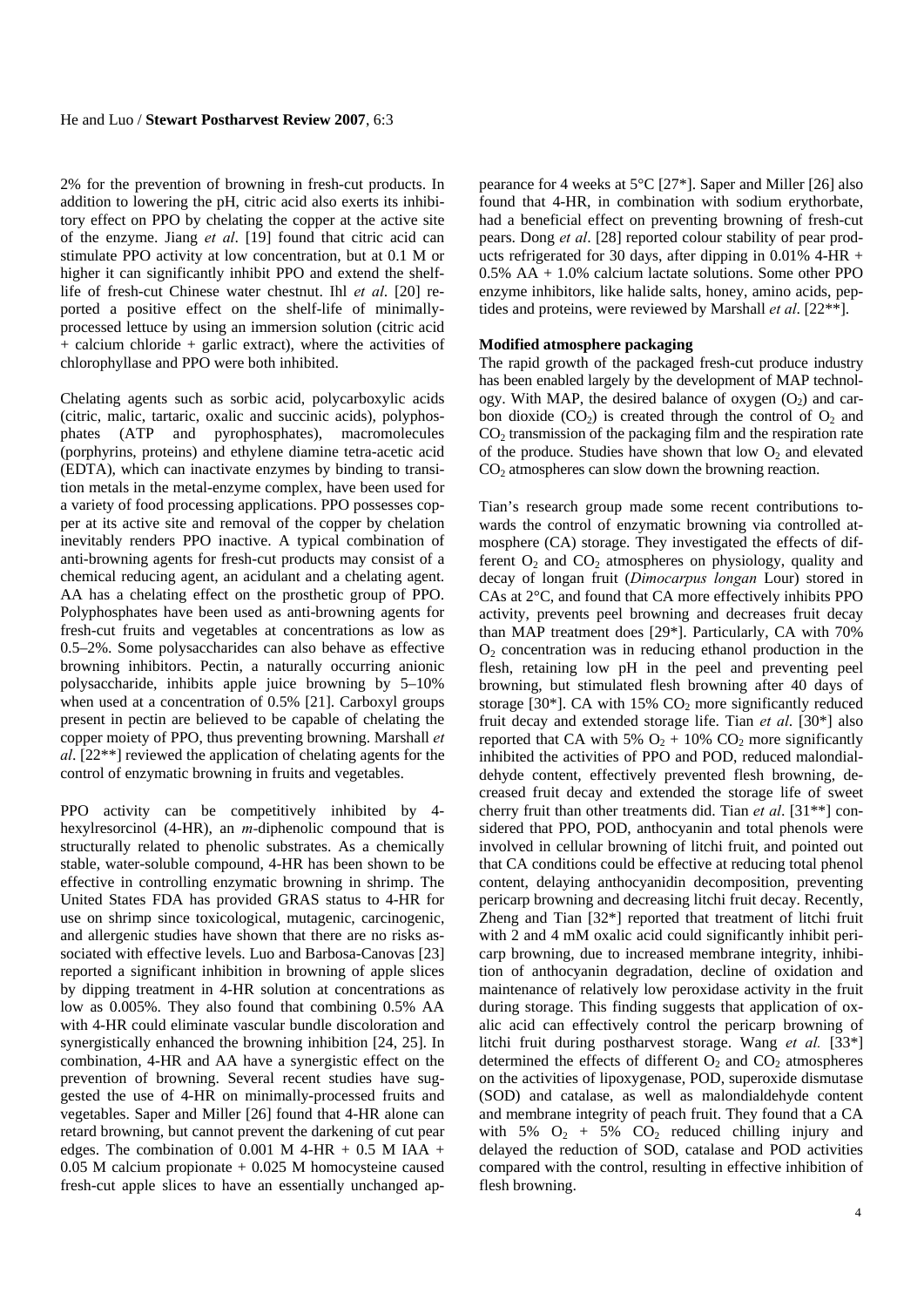2% for the prevention of browning in fresh-cut products. In addition to lowering the pH, citric acid also exerts its inhibitory effect on PPO by chelating the copper at the active site of the enzyme. Jiang *et al*. [19] found that citric acid can stimulate PPO activity at low concentration, but at 0.1 M or higher it can significantly inhibit PPO and extend the shelf-life of fresh-cut Chinese water chestnut. Ihl *et al*. [20] reported a positive effect on the shelf-life of minimally-processed lettuce by using an immersion solution (citric acid + calcium chloride + garlic extract), where the activities of chlorophyllase and PPO were both inhibited.

Chelating agents such as sorbic acid, polycarboxylic acids (citric, malic, tartaric, oxalic and succinic acids), polyphosphates (ATP and pyrophosphates), macromolecules (porphyrins, proteins) and ethylene diamine tetra-acetic acid (EDTA), which can inactivate enzymes by binding to transition metals in the metal-enzyme complex, have been used for a variety of food processing applications. PPO possesses copper at its active site and removal of the copper by chelation inevitably renders PPO inactive. A typical combination of anti-browning agents for fresh-cut products may consist of a chemical reducing agent, an acidulant and a chelating agent. AA has a chelating effect on the prosthetic group of PPO. Polyphosphates have been used as anti-browning agents for fresh-cut fruits and vegetables at concentrations as low as 0.5–2%. Some polysaccharides can also behave as effective browning inhibitors. Pectin, a naturally occurring anionic polysaccharide, inhibits apple juice browning by 5–10% when used at a concentration of 0.5% [21]. Carboxyl groups present in pectin are believed to be capable of chelating the copper moiety of PPO, thus preventing browning. Marshall *et al*. [22**] reviewed the application of chelating agents for the control of enzymatic browning in fruits and vegetables.

PPO activity can be competitively inhibited by 4-hexylresorcinol (4-HR), an *m*-diphenolic compound that is structurally related to phenolic substrates. As a chemically stable, water-soluble compound, 4-HR has been shown to be effective in controlling enzymatic browning in shrimp. The United States FDA has provided GRAS status to 4-HR for use on shrimp since toxicological, mutagenic, carcinogenic, and allergenic studies have shown that there are no risks associated with effective levels. Luo and Barbosa-Canovas [23] reported a significant inhibition in browning of apple slices by dipping treatment in 4-HR solution at concentrations as low as 0.005%. They also found that combining 0.5% AA with 4-HR could eliminate vascular bundle discoloration and synergistically enhanced the browning inhibition [24, 25]. In combination, 4-HR and AA have a synergistic effect on the prevention of browning. Several recent studies have suggested the use of 4-HR on minimally-processed fruits and vegetables. Saper and Miller [26] found that 4-HR alone can retard browning, but cannot prevent the darkening of cut pear edges. The combination of 0.001 M 4-HR + 0.5 M IAA + 0.05 M calcium propionate + 0.025 M homocysteine caused fresh-cut apple slices to have an essentially unchanged appearance for 4 weeks at 5°C [27*]. Saper and Miller [26] also found that 4-HR, in combination with sodium erythorbate, had a beneficial effect on preventing browning of fresh-cut pears. Dong *et al*. [28] reported colour stability of pear products refrigerated for 30 days, after dipping in 0.01% 4-HR + 0.5% AA + 1.0% calcium lactate solutions. Some other PPO enzyme inhibitors, like halide salts, honey, amino acids, peptides and proteins, were reviewed by Marshall *et al*. [22**].

#### Modified atmosphere packaging

The rapid growth of the packaged fresh-cut produce industry has been enabled largely by the development of MAP technology. With MAP, the desired balance of oxygen ($O_2$) and carbon dioxide ($CO_2$) is created through the control of $O_2$ and $CO_2$ transmission of the packaging film and the respiration rate of the produce. Studies have shown that low $O_2$ and elevated $CO_2$ atmospheres can slow down the browning reaction.

Tian's research group made some recent contributions towards the control of enzymatic browning via controlled atmosphere (CA) storage. They investigated the effects of different $O_2$ and $CO_2$ atmospheres on physiology, quality and decay of longan fruit (*Dimocarpus longan* Lour) stored in CAs at 2°C, and found that CA more effectively inhibits PPO activity, prevents peel browning and decreases fruit decay than MAP treatment does [29*]. Particularly, CA with 70% $O_2$ concentration was in reducing ethanol production in the flesh, retaining low pH in the peel and preventing peel browning, but stimulated flesh browning after 40 days of storage [30*]. CA with 15% $CO_2$ more significantly reduced fruit decay and extended storage life. Tian *et al*. [30*] also reported that CA with 5% $O_2$ + 10% $CO_2$ more significantly inhibited the activities of PPO and POD, reduced malondialdehyde content, effectively prevented flesh browning, decreased fruit decay and extended the storage life of sweet cherry fruit than other treatments did. Tian *et al*. [31**] considered that PPO, POD, anthocyanin and total phenols were involved in cellular browning of litchi fruit, and pointed out that CA conditions could be effective at reducing total phenol content, delaying anthocyanidin decomposition, preventing pericarp browning and decreasing litchi fruit decay. Recently, Zheng and Tian [32*] reported that treatment of litchi fruit with 2 and 4 mM oxalic acid could significantly inhibit pericarp browning, due to increased membrane integrity, inhibition of anthocyanin degradation, decline of oxidation and maintenance of relatively low peroxidase activity in the fruit during storage. This finding suggests that application of oxalic acid can effectively control the pericarp browning of litchi fruit during postharvest storage. Wang *et al.* [33*] determined the effects of different $O_2$ and $CO_2$ atmospheres on the activities of lipoxygenase, POD, superoxide dismutase (SOD) and catalase, as well as malondialdehyde content and membrane integrity of peach fruit. They found that a CA with 5% $O_2$ + 5% $CO_2$ reduced chilling injury and delayed the reduction of SOD, catalase and POD activities compared with the control, resulting in effective inhibition of flesh browning.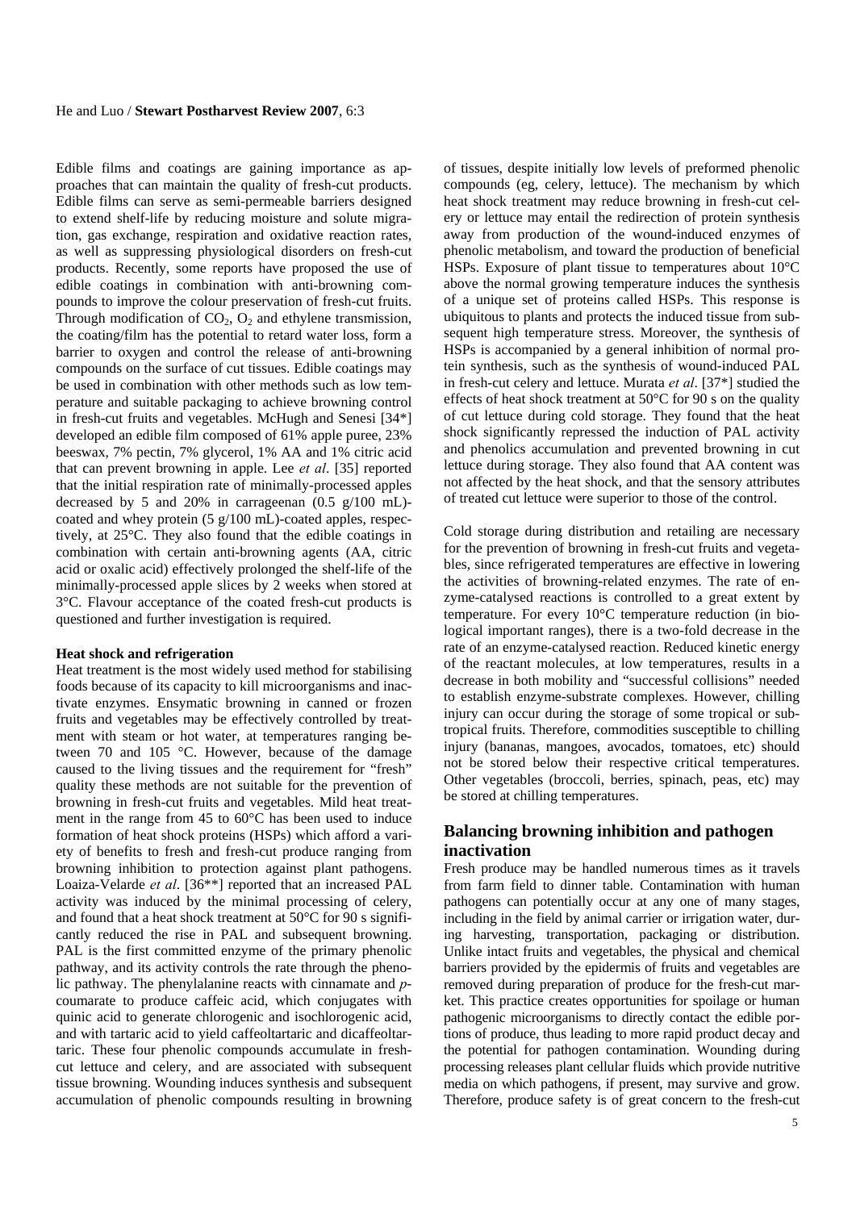Edible films and coatings are gaining importance as approaches that can maintain the quality of fresh-cut products. Edible films can serve as semi-permeable barriers designed to extend shelf-life by reducing moisture and solute migration, gas exchange, respiration and oxidative reaction rates, as well as suppressing physiological disorders on fresh-cut products. Recently, some reports have proposed the use of edible coatings in combination with anti-browning compounds to improve the colour preservation of fresh-cut fruits. Through modification of $CO_2$, $O_2$ and ethylene transmission, the coating/film has the potential to retard water loss, form a barrier to oxygen and control the release of anti-browning compounds on the surface of cut tissues. Edible coatings may be used in combination with other methods such as low temperature and suitable packaging to achieve browning control in fresh-cut fruits and vegetables. McHugh and Senesi [34*] developed an edible film composed of 61% apple puree, 23% beeswax, 7% pectin, 7% glycerol, 1% AA and 1% citric acid that can prevent browning in apple. Lee *et al*. [35] reported that the initial respiration rate of minimally-processed apples decreased by 5 and 20% in carrageenan (0.5 g/100 mL)-coated and whey protein (5 g/100 mL)-coated apples, respectively, at 25°C. They also found that the edible coatings in combination with certain anti-browning agents (AA, citric acid or oxalic acid) effectively prolonged the shelf-life of the minimally-processed apple slices by 2 weeks when stored at 3°C. Flavour acceptance of the coated fresh-cut products is questioned and further investigation is required.

**Heat shock and refrigeration**

Heat treatment is the most widely used method for stabilising foods because of its capacity to kill microorganisms and inactivate enzymes. Ensymatic browning in canned or frozen fruits and vegetables may be effectively controlled by treatment with steam or hot water, at temperatures ranging between 70 and 105 °C. However, because of the damage caused to the living tissues and the requirement for "fresh" quality these methods are not suitable for the prevention of browning in fresh-cut fruits and vegetables. Mild heat treatment in the range from 45 to 60°C has been used to induce formation of heat shock proteins (HSPs) which afford a variety of benefits to fresh and fresh-cut produce ranging from browning inhibition to protection against plant pathogens. Loaiza-Velarde *et al*. [36**] reported that an increased PAL activity was induced by the minimal processing of celery, and found that a heat shock treatment at 50°C for 90 s significantly reduced the rise in PAL and subsequent browning. PAL is the first committed enzyme of the primary phenolic pathway, and its activity controls the rate through the phenolic pathway. The phenylalanine reacts with cinnamate and *p*-coumarate to produce caffeic acid, which conjugates with quinic acid to generate chlorogenic and isochlorogenic acid, and with tartaric acid to yield caffeoltartaric and dicaffeoltartaric. These four phenolic compounds accumulate in fresh-cut lettuce and celery, and are associated with subsequent tissue browning. Wounding induces synthesis and subsequent accumulation of phenolic compounds resulting in browning of tissues, despite initially low levels of preformed phenolic compounds (eg, celery, lettuce). The mechanism by which heat shock treatment may reduce browning in fresh-cut celery or lettuce may entail the redirection of protein synthesis away from production of the wound-induced enzymes of phenolic metabolism, and toward the production of beneficial HSPs. Exposure of plant tissue to temperatures about 10°C above the normal growing temperature induces the synthesis of a unique set of proteins called HSPs. This response is ubiquitous to plants and protects the induced tissue from subsequent high temperature stress. Moreover, the synthesis of HSPs is accompanied by a general inhibition of normal protein synthesis, such as the synthesis of wound-induced PAL in fresh-cut celery and lettuce. Murata *et al*. [37*] studied the effects of heat shock treatment at 50°C for 90 s on the quality of cut lettuce during cold storage. They found that the heat shock significantly repressed the induction of PAL activity and phenolics accumulation and prevented browning in cut lettuce during storage. They also found that AA content was not affected by the heat shock, and that the sensory attributes of treated cut lettuce were superior to those of the control.

Cold storage during distribution and retailing are necessary for the prevention of browning in fresh-cut fruits and vegetables, since refrigerated temperatures are effective in lowering the activities of browning-related enzymes. The rate of enzyme-catalysed reactions is controlled to a great extent by temperature. For every 10°C temperature reduction (in biological important ranges), there is a two-fold decrease in the rate of an enzyme-catalysed reaction. Reduced kinetic energy of the reactant molecules, at low temperatures, results in a decrease in both mobility and "successful collisions" needed to establish enzyme-substrate complexes. However, chilling injury can occur during the storage of some tropical or subtropical fruits. Therefore, commodities susceptible to chilling injury (bananas, mangoes, avocados, tomatoes, etc) should not be stored below their respective critical temperatures. Other vegetables (broccoli, berries, spinach, peas, etc) may be stored at chilling temperatures.

## Balancing browning inhibition and pathogen inactivation

Fresh produce may be handled numerous times as it travels from farm field to dinner table. Contamination with human pathogens can potentially occur at any one of many stages, including in the field by animal carrier or irrigation water, during harvesting, transportation, packaging or distribution. Unlike intact fruits and vegetables, the physical and chemical barriers provided by the epidermis of fruits and vegetables are removed during preparation of produce for the fresh-cut market. This practice creates opportunities for spoilage or human pathogenic microorganisms to directly contact the edible portions of produce, thus leading to more rapid product decay and the potential for pathogen contamination. Wounding during processing releases plant cellular fluids which provide nutritive media on which pathogens, if present, may survive and grow. Therefore, produce safety is of great concern to the fresh-cut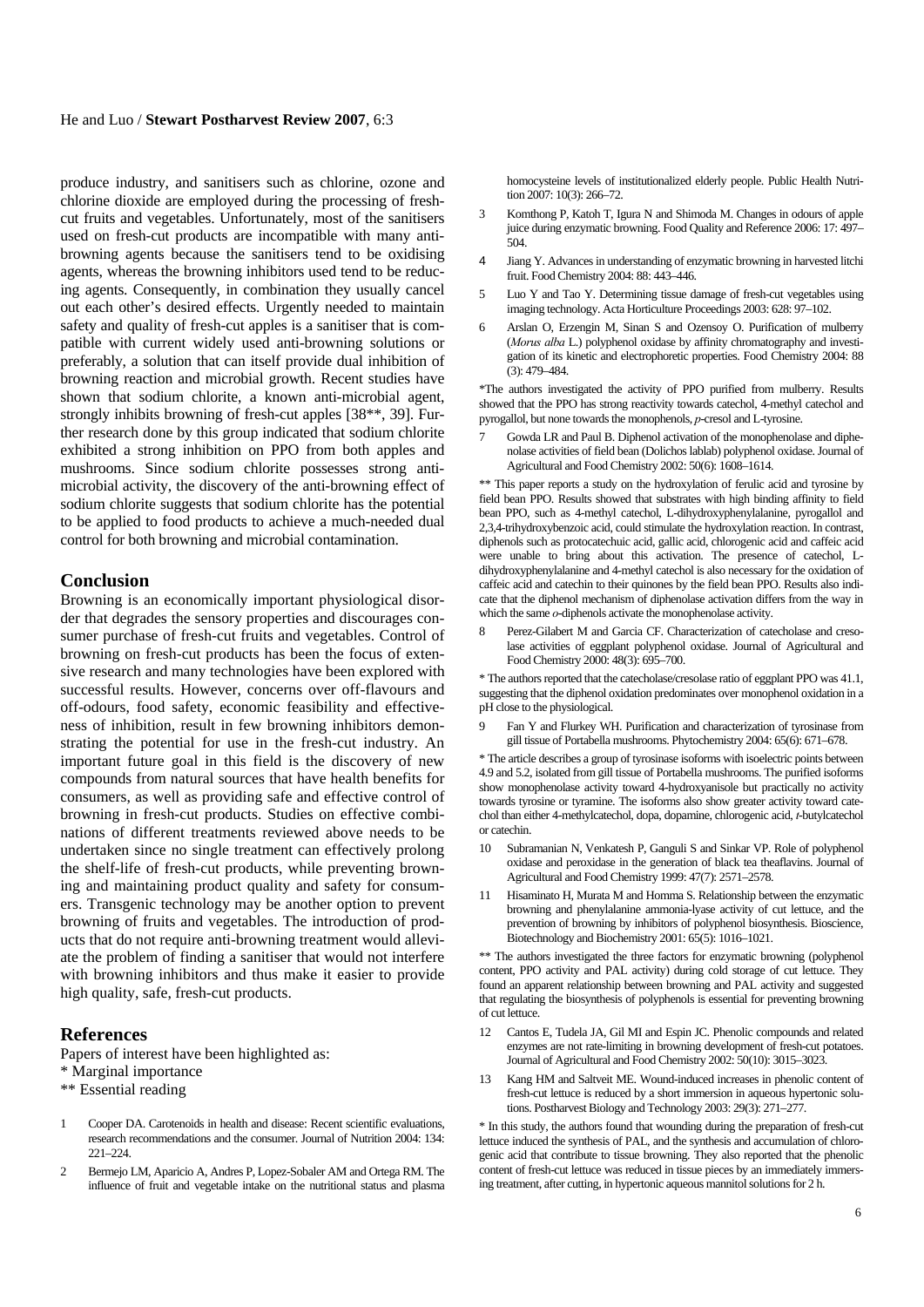produce industry, and sanitisers such as chlorine, ozone and chlorine dioxide are employed during the processing of fresh-cut fruits and vegetables. Unfortunately, most of the sanitisers used on fresh-cut products are incompatible with many anti-browning agents because the sanitisers tend to be oxidising agents, whereas the browning inhibitors used tend to be reducing agents. Consequently, in combination they usually cancel out each other's desired effects. Urgently needed to maintain safety and quality of fresh-cut apples is a sanitiser that is compatible with current widely used anti-browning solutions or preferably, a solution that can itself provide dual inhibition of browning reaction and microbial growth. Recent studies have shown that sodium chlorite, a known anti-microbial agent, strongly inhibits browning of fresh-cut apples [38**, 39]. Further research done by this group indicated that sodium chlorite exhibited a strong inhibition on PPO from both apples and mushrooms. Since sodium chlorite possesses strong anti-microbial activity, the discovery of the anti-browning effect of sodium chlorite suggests that sodium chlorite has the potential to be applied to food products to achieve a much-needed dual control for both browning and microbial contamination.

## Conclusion

Browning is an economically important physiological disorder that degrades the sensory properties and discourages consumer purchase of fresh-cut fruits and vegetables. Control of browning on fresh-cut products has been the focus of extensive research and many technologies have been explored with successful results. However, concerns over off-flavours and off-odours, food safety, economic feasibility and effectiveness of inhibition, result in few browning inhibitors demonstrating the potential for use in the fresh-cut industry. An important future goal in this field is the discovery of new compounds from natural sources that have health benefits for consumers, as well as providing safe and effective control of browning in fresh-cut products. Studies on effective combinations of different treatments reviewed above needs to be undertaken since no single treatment can effectively prolong the shelf-life of fresh-cut products, while preventing browning and maintaining product quality and safety for consumers. Transgenic technology may be another option to prevent browning of fruits and vegetables. The introduction of products that do not require anti-browning treatment would alleviate the problem of finding a sanitiser that would not interfere with browning inhibitors and thus make it easier to provide high quality, safe, fresh-cut products.

## References

Papers of interest have been highlighted as:

\* Marginal importance

\** Essential reading

1. Cooper DA. Carotenoids in health and disease: Recent scientific evaluations, research recommendations and the consumer. Journal of Nutrition 2004: 134: 221–224.

2. Bermejo LM, Aparicio A, Andres P, Lopez-Sobaler AM and Ortega RM. The influence of fruit and vegetable intake on the nutritional status and plasma homocysteine levels of institutionalized elderly people. Public Health Nutrition 2007: 10(3): 266–72.

3. Komthong P, Katoh T, Igura N and Shimoda M. Changes in odours of apple juice during enzymatic browning. Food Quality and Reference 2006: 17: 497–504.

4. Jiang Y. Advances in understanding of enzymatic browning in harvested litchi fruit. Food Chemistry 2004: 88: 443–446.

5. Luo Y and Tao Y. Determining tissue damage of fresh-cut vegetables using imaging technology. Acta Horticulture Proceedings 2003: 628: 97–102.

6. Arslan O, Erzengin M, Sinan S and Ozensoy O. Purification of mulberry (*Morus alba* L.) polyphenol oxidase by affinity chromatography and investigation of its kinetic and electrophoretic properties. Food Chemistry 2004: 88 (3): 479–484.

\*The authors investigated the activity of PPO purified from mulberry. Results showed that the PPO has strong reactivity towards catechol, 4-methyl catechol and pyrogallol, but none towards the monophenols, *p*-cresol and L-tyrosine.

7. Gowda LR and Paul B. Diphenol activation of the monophenolase and diphenolase activities of field bean (Dolichos lablab) polyphenol oxidase. Journal of Agricultural and Food Chemistry 2002: 50(6): 1608–1614.

\** This paper reports a study on the hydroxylation of ferulic acid and tyrosine by field bean PPO. Results showed that substrates with high binding affinity to field bean PPO, such as 4-methyl catechol, L-dihydroxyphenylalanine, pyrogallol and 2,3,4-trihydroxybenzoic acid, could stimulate the hydroxylation reaction. In contrast, diphenols such as protocatechuic acid, gallic acid, chlorogenic acid and caffeic acid were unable to bring about this activation. The presence of catechol, L-dihydroxyphenylalanine and 4-methyl catechol is also necessary for the oxidation of caffeic acid and catechin to their quinones by the field bean PPO. Results also indicate that the diphenol mechanism of diphenolase activation differs from the way in which the same *o*-diphenols activate the monophenolase activity.

8. Perez-Gilabert M and Garcia CF. Characterization of catecholase and cresolase activities of eggplant polyphenol oxidase. Journal of Agricultural and Food Chemistry 2000: 48(3): 695–700.

\* The authors reported that the catecholase/cresolase ratio of eggplant PPO was 41.1, suggesting that the diphenol oxidation predominates over monophenol oxidation in a pH close to the physiological.

9. Fan Y and Flurkey WH. Purification and characterization of tyrosinase from gill tissue of Portabella mushrooms. Phytochemistry 2004: 65(6): 671–678.

\* The article describes a group of tyrosinase isoforms with isoelectric points between 4.9 and 5.2, isolated from gill tissue of Portabella mushrooms. The purified isoforms show monophenolase activity toward 4-hydroxyanisole but practically no activity towards tyrosine or tyramine. The isoforms also show greater activity toward catechol than either 4-methylcatechol, dopa, dopamine, chlorogenic acid, *t*-butylcatechol or catechin.

10. Subramanian N, Venkatesh P, Ganguli S and Sinkar VP. Role of polyphenol oxidase and peroxidase in the generation of black tea theaflavins. Journal of Agricultural and Food Chemistry 1999: 47(7): 2571–2578.

11. Hisaminato H, Murata M and Homma S. Relationship between the enzymatic browning and phenylalanine ammonia-lyase activity of cut lettuce, and the prevention of browning by inhibitors of polyphenol biosynthesis. Bioscience, Biotechnology and Biochemistry 2001: 65(5): 1016–1021.

\** The authors investigated the three factors for enzymatic browning (polyphenol content, PPO activity and PAL activity) during cold storage of cut lettuce. They found an apparent relationship between browning and PAL activity and suggested that regulating the biosynthesis of polyphenols is essential for preventing browning of cut lettuce.

12. Cantos E, Tudela JA, Gil MI and Espin JC. Phenolic compounds and related enzymes are not rate-limiting in browning development of fresh-cut potatoes. Journal of Agricultural and Food Chemistry 2002: 50(10): 3015–3023.

13. Kang HM and Saltveit ME. Wound-induced increases in phenolic content of fresh-cut lettuce is reduced by a short immersion in aqueous hypertonic solutions. Postharvest Biology and Technology 2003: 29(3): 271–277.

\* In this study, the authors found that wounding during the preparation of fresh-cut lettuce induced the synthesis of PAL, and the synthesis and accumulation of chlorogenic acid that contribute to tissue browning. They also reported that the phenolic content of fresh-cut lettuce was reduced in tissue pieces by an immediately immersing treatment, after cutting, in hypertonic aqueous mannitol solutions for 2 h.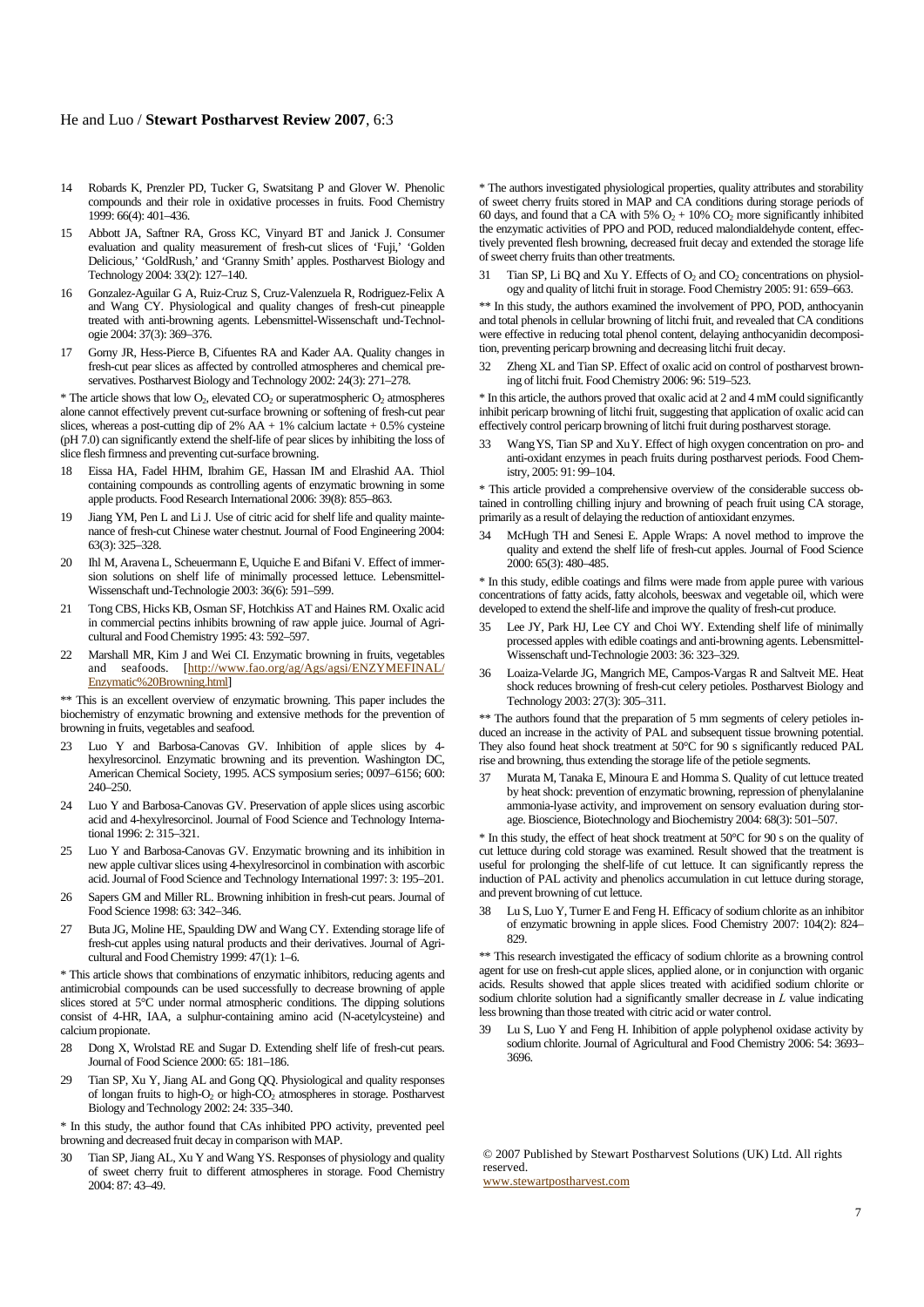14 Robards K, Prenzler PD, Tucker G, Swatsitang P and Glover W. Phenolic compounds and their role in oxidative processes in fruits. Food Chemistry 1999: 66(4): 401–436.

15 Abbott JA, Saftner RA, Gross KC, Vinyard BT and Janick J. Consumer evaluation and quality measurement of fresh-cut slices of 'Fuji,' 'Golden Delicious,' 'GoldRush,' and 'Granny Smith' apples. Postharvest Biology and Technology 2004: 33(2): 127–140.

16 Gonzalez-Aguilar G A, Ruiz-Cruz S, Cruz-Valenzuela R, Rodriguez-Felix A and Wang CY. Physiological and quality changes of fresh-cut pineapple treated with anti-browning agents. Lebensmittel-Wissenschaft und-Technologie 2004: 37(3): 369–376.

17 Gorny JR, Hess-Pierce B, Cifuentes RA and Kader AA. Quality changes in fresh-cut pear slices as affected by controlled atmospheres and chemical preservatives. Postharvest Biology and Technology 2002: 24(3): 271–278.

* The article shows that low $O_2$, elevated $CO_2$ or superatmospheric $O_2$ atmospheres alone cannot effectively prevent cut-surface browning or softening of fresh-cut pear slices, whereas a post-cutting dip of 2% AA + 1% calcium lactate + 0.5% cysteine (pH 7.0) can significantly extend the shelf-life of pear slices by inhibiting the loss of slice flesh firmness and preventing cut-surface browning.

18 Eissa HA, Fadel HHM, Ibrahim GE, Hassan IM and Elrashid AA. Thiol containing compounds as controlling agents of enzymatic browning in some apple products. Food Research International 2006: 39(8): 855–863.

19 Jiang YM, Pen L and Li J. Use of citric acid for shelf life and quality maintenance of fresh-cut Chinese water chestnut. Journal of Food Engineering 2004: 63(3): 325–328.

20 Ihl M, Aravena L, Scheuermann E, Uquiche E and Bifani V. Effect of immersion solutions on shelf life of minimally processed lettuce. Lebensmittel-Wissenschaft und-Technologie 2003: 36(6): 591–599.

21 Tong CBS, Hicks KB, Osman SF, Hotchkiss AT and Haines RM. Oxalic acid in commercial pectins inhibits browning of raw apple juice. Journal of Agricultural and Food Chemistry 1995: 43: 592–597.

22 Marshall MR, Kim J and Wei CI. Enzymatic browning in fruits, vegetables and seafoods. [http://www.fao.org/ag/Ags/agsi/ENZYMEFINAL/Enzymatic%20Browning.html]

** This is an excellent overview of enzymatic browning. This paper includes the biochemistry of enzymatic browning and extensive methods for the prevention of browning in fruits, vegetables and seafood.

23 Luo Y and Barbosa-Canovas GV. Inhibition of apple slices by 4-hexylresorcinol. Enzymatic browning and its prevention. Washington DC, American Chemical Society, 1995. ACS symposium series; 0097–6156; 600: 240–250.

24 Luo Y and Barbosa-Canovas GV. Preservation of apple slices using ascorbic acid and 4-hexylresorcinol. Journal of Food Science and Technology International 1996: 2: 315–321.

25 Luo Y and Barbosa-Canovas GV. Enzymatic browning and its inhibition in new apple cultivar slices using 4-hexylresorcinol in combination with ascorbic acid. Journal of Food Science and Technology International 1997: 3: 195–201.

26 Sapers GM and Miller RL. Browning inhibition in fresh-cut pears. Journal of Food Science 1998: 63: 342–346.

27 Buta JG, Moline HE, Spaulding DW and Wang CY. Extending storage life of fresh-cut apples using natural products and their derivatives. Journal of Agricultural and Food Chemistry 1999: 47(1): 1–6.

* This article shows that combinations of enzymatic inhibitors, reducing agents and antimicrobial compounds can be used successfully to decrease browning of apple slices stored at 5°C under normal atmospheric conditions. The dipping solutions consist of 4-HR, IAA, a sulphur-containing amino acid (N-acetylcysteine) and calcium propionate.

28 Dong X, Wrolstad RE and Sugar D. Extending shelf life of fresh-cut pears. Journal of Food Science 2000: 65: 181–186.

29 Tian SP, Xu Y, Jiang AL and Gong QQ. Physiological and quality responses of longan fruits to high-$O_2$ or high-$CO_2$ atmospheres in storage. Postharvest Biology and Technology 2002: 24: 335–340.

* In this study, the author found that CAs inhibited PPO activity, prevented peel browning and decreased fruit decay in comparison with MAP.

30 Tian SP, Jiang AL, Xu Y and Wang YS. Responses of physiology and quality of sweet cherry fruit to different atmospheres in storage. Food Chemistry 2004: 87: 43–49.

* The authors investigated physiological properties, quality attributes and storability of sweet cherry fruits stored in MAP and CA conditions during storage periods of 60 days, and found that a CA with 5% $O_2$ + 10% $CO_2$ more significantly inhibited the enzymatic activities of PPO and POD, reduced malondialdehyde content, effectively prevented flesh browning, decreased fruit decay and extended the storage life of sweet cherry fruits than other treatments.

31 Tian SP, Li BQ and Xu Y. Effects of $O_2$ and $CO_2$ concentrations on physiology and quality of litchi fruit in storage. Food Chemistry 2005: 91: 659–663.

** In this study, the authors examined the involvement of PPO, POD, anthocyanin and total phenols in cellular browning of litchi fruit, and revealed that CA conditions were effective in reducing total phenol content, delaying anthocyanidin decomposition, preventing pericarp browning and decreasing litchi fruit decay.

32 Zheng XL and Tian SP. Effect of oxalic acid on control of postharvest browning of litchi fruit. Food Chemistry 2006: 96: 519–523.

* In this article, the authors proved that oxalic acid at 2 and 4 mM could significantly inhibit pericarp browning of litchi fruit, suggesting that application of oxalic acid can effectively control pericarp browning of litchi fruit during postharvest storage.

33 Wang YS, Tian SP and Xu Y. Effect of high oxygen concentration on pro- and anti-oxidant enzymes in peach fruits during postharvest periods. Food Chemistry, 2005: 91: 99–104.

* This article provided a comprehensive overview of the considerable success obtained in controlling chilling injury and browning of peach fruit using CA storage, primarily as a result of delaying the reduction of antioxidant enzymes.

34 McHugh TH and Senesi E. Apple Wraps: A novel method to improve the quality and extend the shelf life of fresh-cut apples. Journal of Food Science 2000: 65(3): 480–485.

* In this study, edible coatings and films were made from apple puree with various concentrations of fatty acids, fatty alcohols, beeswax and vegetable oil, which were developed to extend the shelf-life and improve the quality of fresh-cut produce.

35 Lee JY, Park HJ, Lee CY and Choi WY. Extending shelf life of minimally processed apples with edible coatings and anti-browning agents. Lebensmittel-Wissenschaft und-Technologie 2003: 36: 323–329.

36 Loaiza-Velarde JG, Mangrich ME, Campos-Vargas R and Saltveit ME. Heat shock reduces browning of fresh-cut celery petioles. Postharvest Biology and Technology 2003: 27(3): 305–311.

** The authors found that the preparation of 5 mm segments of celery petioles induced an increase in the activity of PAL and subsequent tissue browning potential. They also found heat shock treatment at 50°C for 90 s significantly reduced PAL rise and browning, thus extending the storage life of the petiole segments.

37 Murata M, Tanaka E, Minoura E and Homma S. Quality of cut lettuce treated by heat shock: prevention of enzymatic browning, repression of phenylalanine ammonia-lyase activity, and improvement on sensory evaluation during storage. Bioscience, Biotechnology and Biochemistry 2004: 68(3): 501–507.

* In this study, the effect of heat shock treatment at 50°C for 90 s on the quality of cut lettuce during cold storage was examined. Result showed that the treatment is useful for prolonging the shelf-life of cut lettuce. It can significantly repress the induction of PAL activity and phenolics accumulation in cut lettuce during storage, and prevent browning of cut lettuce.

38 Lu S, Luo Y, Turner E and Feng H. Efficacy of sodium chlorite as an inhibitor of enzymatic browning in apple slices. Food Chemistry 2007: 104(2): 824–829.

** This research investigated the efficacy of sodium chlorite as a browning control agent for use on fresh-cut apple slices, applied alone, or in conjunction with organic acids. Results showed that apple slices treated with acidified sodium chlorite or sodium chlorite solution had a significantly smaller decrease in *L* value indicating less browning than those treated with citric acid or water control.

39 Lu S, Luo Y and Feng H. Inhibition of apple polyphenol oxidase activity by sodium chlorite. Journal of Agricultural and Food Chemistry 2006: 54: 3693–3696.

© 2007 Published by Stewart Postharvest Solutions (UK) Ltd. All rights reserved.
www.stewartpostharvest.com